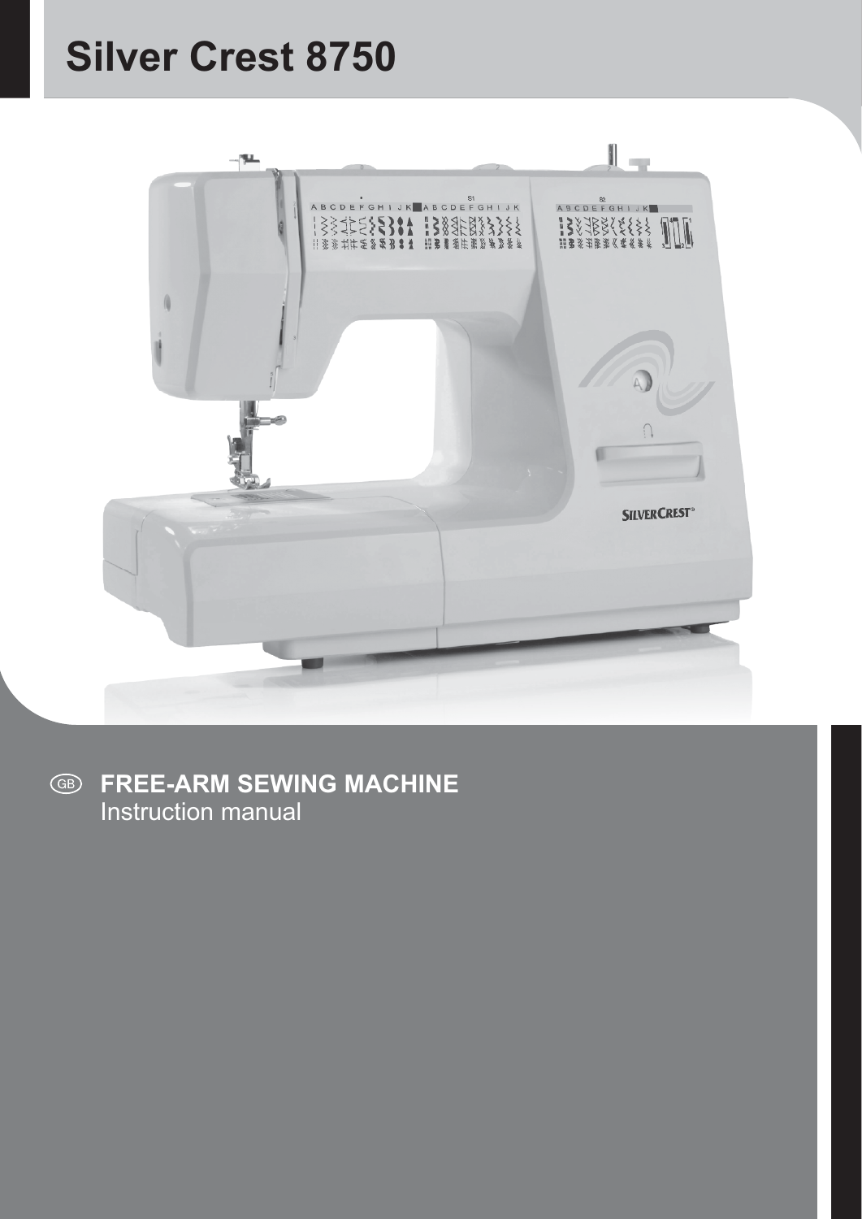# Silver Crest 8750

GB **FREE-ARM SEWING MACHINE**
Instruction manual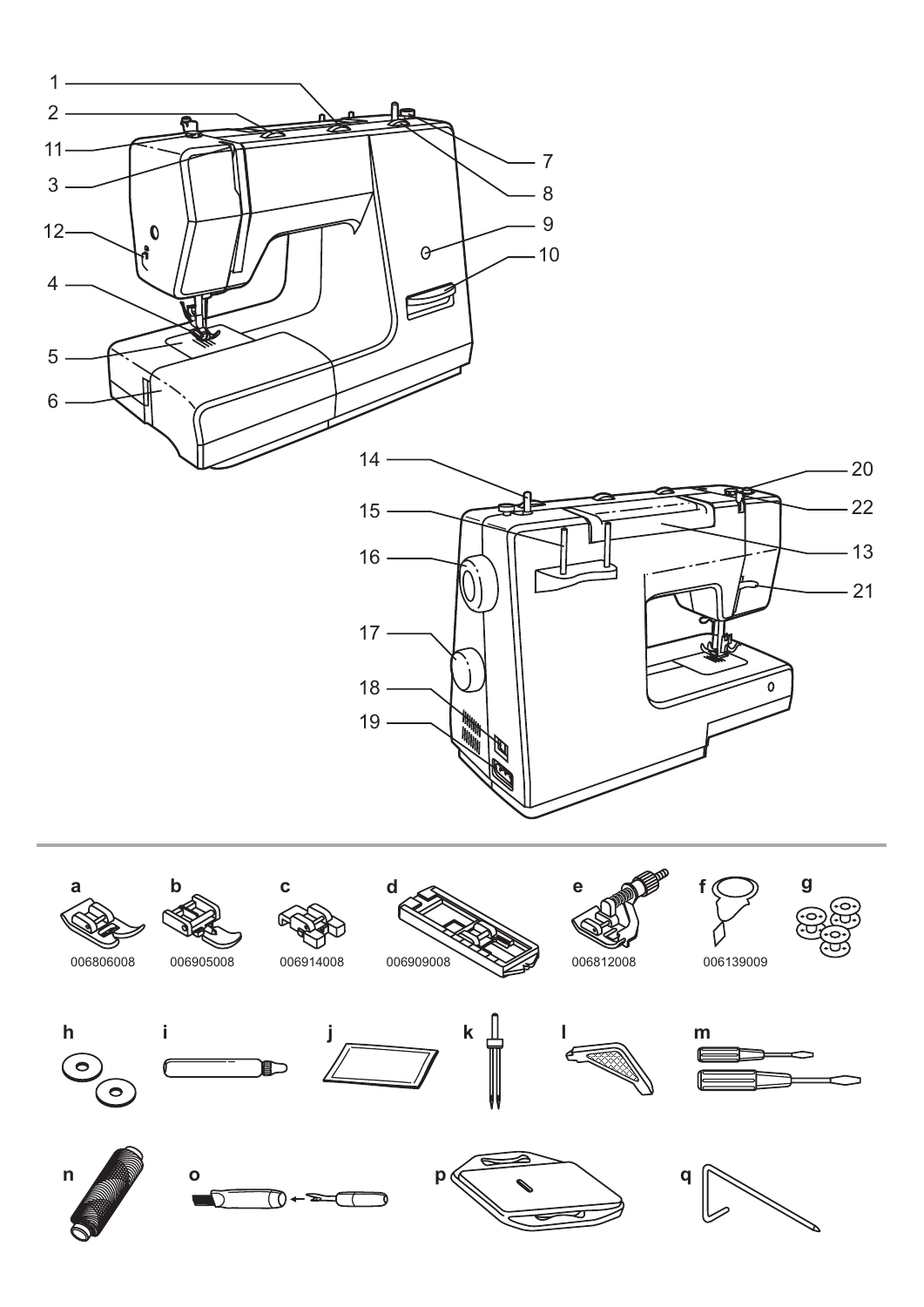1
2
11
3
12
4
5
6
7
8
9
10
14
15
16
17
18
19
20
22
13
21

a 006806008
b 006905008
c 006914008
d 006909008
e 006812008
f 006139009
g

h
i
j
k
l
m

n
o
p
q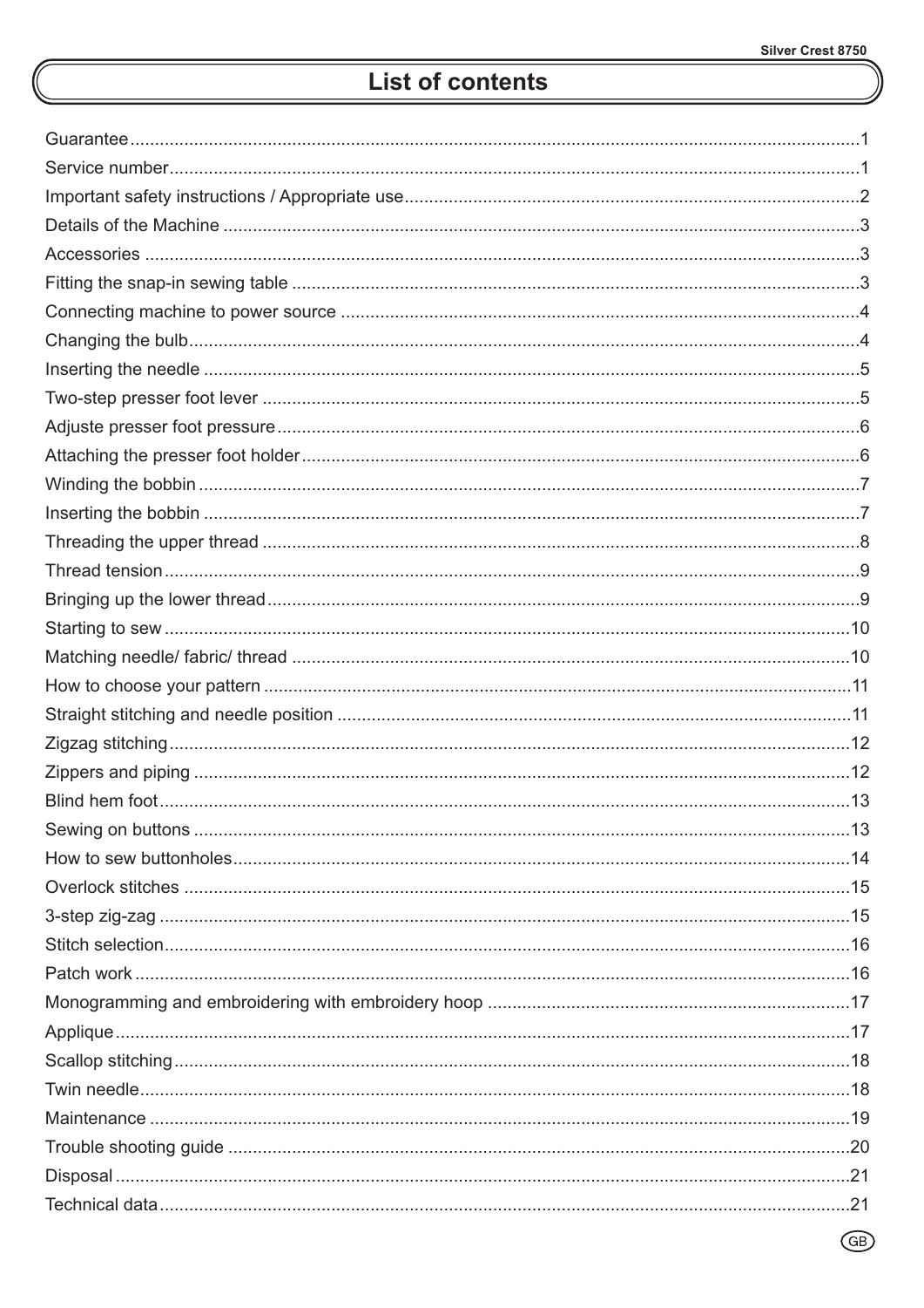# List of contents

| | |
|---|---|
| Guarantee | 1 |
| Service number | 1 |
| Important safety instructions / Appropriate use | 2 |
| Details of the Machine | 3 |
| Accessories | 3 |
| Fitting the snap-in sewing table | 3 |
| Connecting machine to power source | 4 |
| Changing the bulb | 4 |
| Inserting the needle | 5 |
| Two-step presser foot lever | 5 |
| Adjuste presser foot pressure | 6 |
| Attaching the presser foot holder | 6 |
| Winding the bobbin | 7 |
| Inserting the bobbin | 7 |
| Threading the upper thread | 8 |
| Thread tension | 9 |
| Bringing up the lower thread | 9 |
| Starting to sew | 10 |
| Matching needle/ fabric/ thread | 10 |
| How to choose your pattern | 11 |
| Straight stitching and needle position | 11 |
| Zigzag stitching | 12 |
| Zippers and piping | 12 |
| Blind hem foot | 13 |
| Sewing on buttons | 13 |
| How to sew buttonholes | 14 |
| Overlock stitches | 15 |
| 3-step zig-zag | 15 |
| Stitch selection | 16 |
| Patch work | 16 |
| Monogramming and embroidering with embroidery hoop | 17 |
| Applique | 17 |
| Scallop stitching | 18 |
| Twin needle | 18 |
| Maintenance | 19 |
| Trouble shooting guide | 20 |
| Disposal | 21 |
| Technical data | 21 |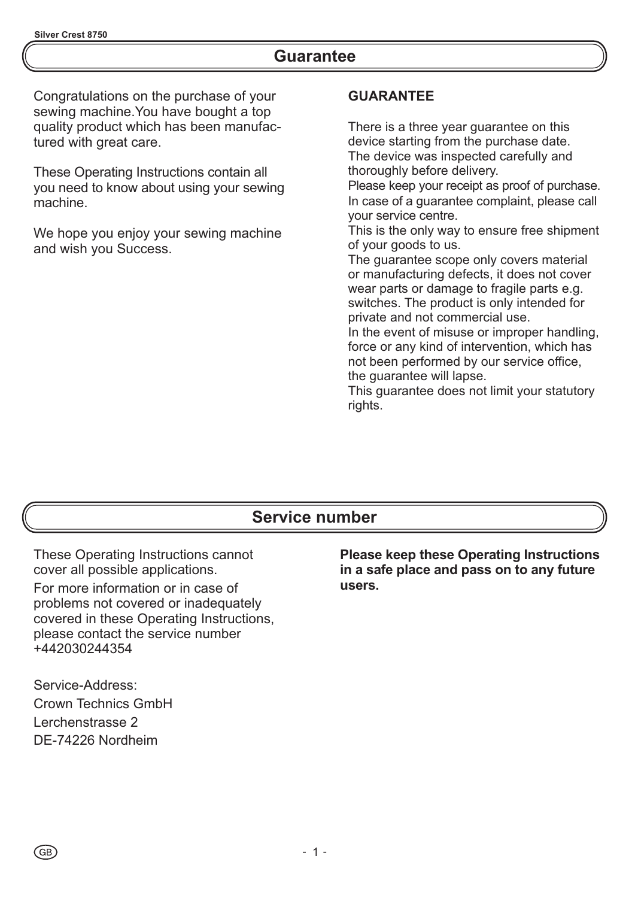## Guarantee

Congratulations on the purchase of your sewing machine.You have bought a top quality product which has been manufactured with great care.

These Operating Instructions contain all you need to know about using your sewing machine.

We hope you enjoy your sewing machine and wish you Success.

**GUARANTEE**

There is a three year guarantee on this device starting from the purchase date. The device was inspected carefully and thoroughly before delivery.
Please keep your receipt as proof of purchase.
In case of a guarantee complaint, please call your service centre.
This is the only way to ensure free shipment of your goods to us.
The guarantee scope only covers material or manufacturing defects, it does not cover wear parts or damage to fragile parts e.g. switches. The product is only intended for private and not commercial use.
In the event of misuse or improper handling, force or any kind of intervention, which has not been performed by our service office, the guarantee will lapse.
This guarantee does not limit your statutory rights.

## Service number

These Operating Instructions cannot cover all possible applications.
For more information or in case of problems not covered or inadequately covered in these Operating Instructions, please contact the service number +442030244354

Service-Address:
Crown Technics GmbH
Lerchenstrasse 2
DE-74226 Nordheim

**Please keep these Operating Instructions in a safe place and pass on to any future users.**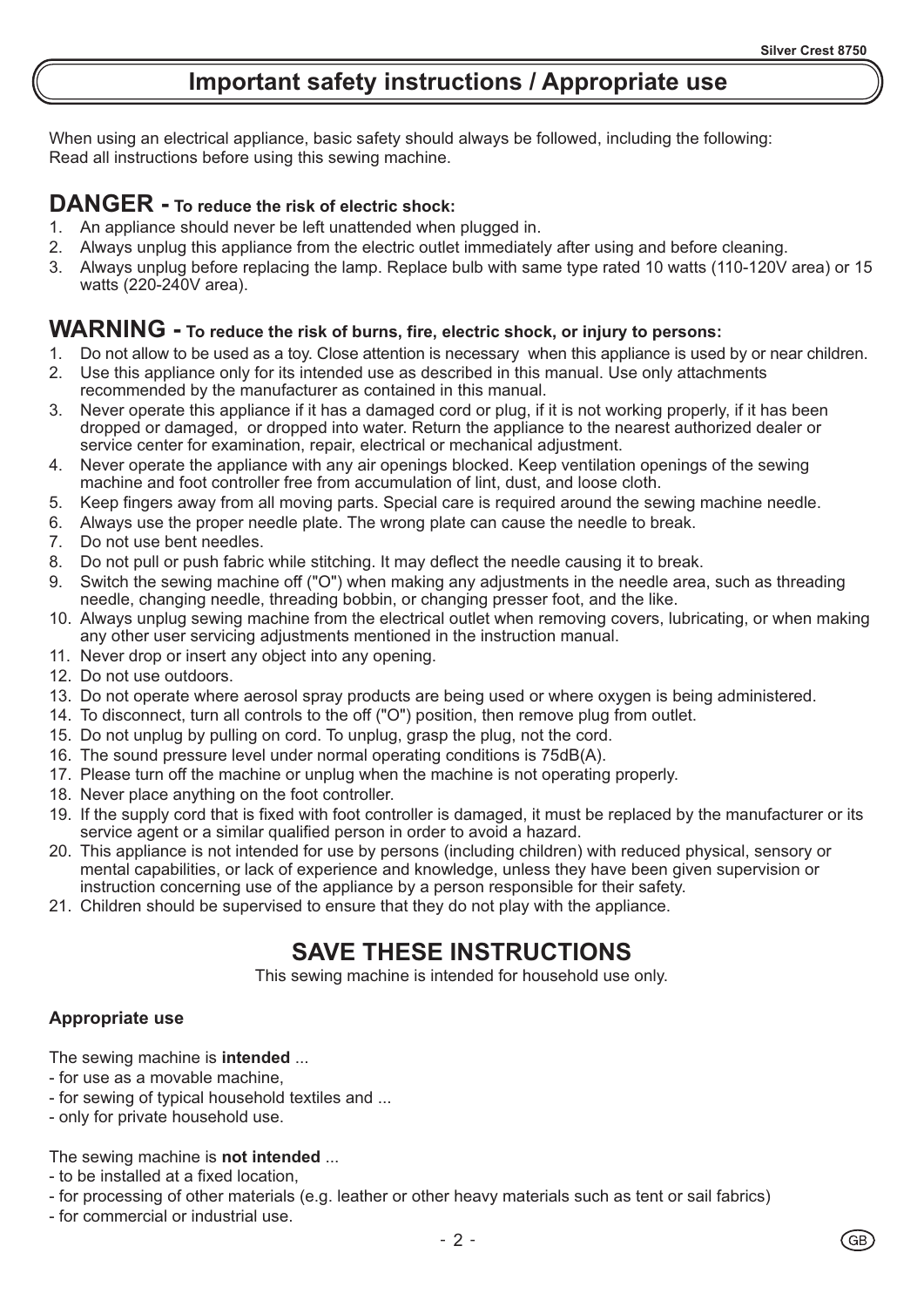# Important safety instructions / Appropriate use

When using an electrical appliance, basic safety should always be followed, including the following:
Read all instructions before using this sewing machine.

## DANGER - To reduce the risk of electric shock:

1. An appliance should never be left unattended when plugged in.
2. Always unplug this appliance from the electric outlet immediately after using and before cleaning.
3. Always unplug before replacing the lamp. Replace bulb with same type rated 10 watts (110-120V area) or 15 watts (220-240V area).

## WARNING - To reduce the risk of burns, fire, electric shock, or injury to persons:

1. Do not allow to be used as a toy. Close attention is necessary when this appliance is used by or near children.
2. Use this appliance only for its intended use as described in this manual. Use only attachments recommended by the manufacturer as contained in this manual.
3. Never operate this appliance if it has a damaged cord or plug, if it is not working properly, if it has been dropped or damaged, or dropped into water. Return the appliance to the nearest authorized dealer or service center for examination, repair, electrical or mechanical adjustment.
4. Never operate the appliance with any air openings blocked. Keep ventilation openings of the sewing machine and foot controller free from accumulation of lint, dust, and loose cloth.
5. Keep fingers away from all moving parts. Special care is required around the sewing machine needle.
6. Always use the proper needle plate. The wrong plate can cause the needle to break.
7. Do not use bent needles.
8. Do not pull or push fabric while stitching. It may deflect the needle causing it to break.
9. Switch the sewing machine off ("O") when making any adjustments in the needle area, such as threading needle, changing needle, threading bobbin, or changing presser foot, and the like.
10. Always unplug sewing machine from the electrical outlet when removing covers, lubricating, or when making any other user servicing adjustments mentioned in the instruction manual.
11. Never drop or insert any object into any opening.
12. Do not use outdoors.
13. Do not operate where aerosol spray products are being used or where oxygen is being administered.
14. To disconnect, turn all controls to the off ("O") position, then remove plug from outlet.
15. Do not unplug by pulling on cord. To unplug, grasp the plug, not the cord.
16. The sound pressure level under normal operating conditions is 75dB(A).
17. Please turn off the machine or unplug when the machine is not operating properly.
18. Never place anything on the foot controller.
19. If the supply cord that is fixed with foot controller is damaged, it must be replaced by the manufacturer or its service agent or a similar qualified person in order to avoid a hazard.
20. This appliance is not intended for use by persons (including children) with reduced physical, sensory or mental capabilities, or lack of experience and knowledge, unless they have been given supervision or instruction concerning use of the appliance by a person responsible for their safety.
21. Children should be supervised to ensure that they do not play with the appliance.

## SAVE THESE INSTRUCTIONS

This sewing machine is intended for household use only.

### Appropriate use

The sewing machine is **intended** ...

- for use as a movable machine,
- for sewing of typical household textiles and ...
- only for private household use.

The sewing machine is **not intended** ...

- to be installed at a fixed location,
- for processing of other materials (e.g. leather or other heavy materials such as tent or sail fabrics)
- for commercial or industrial use.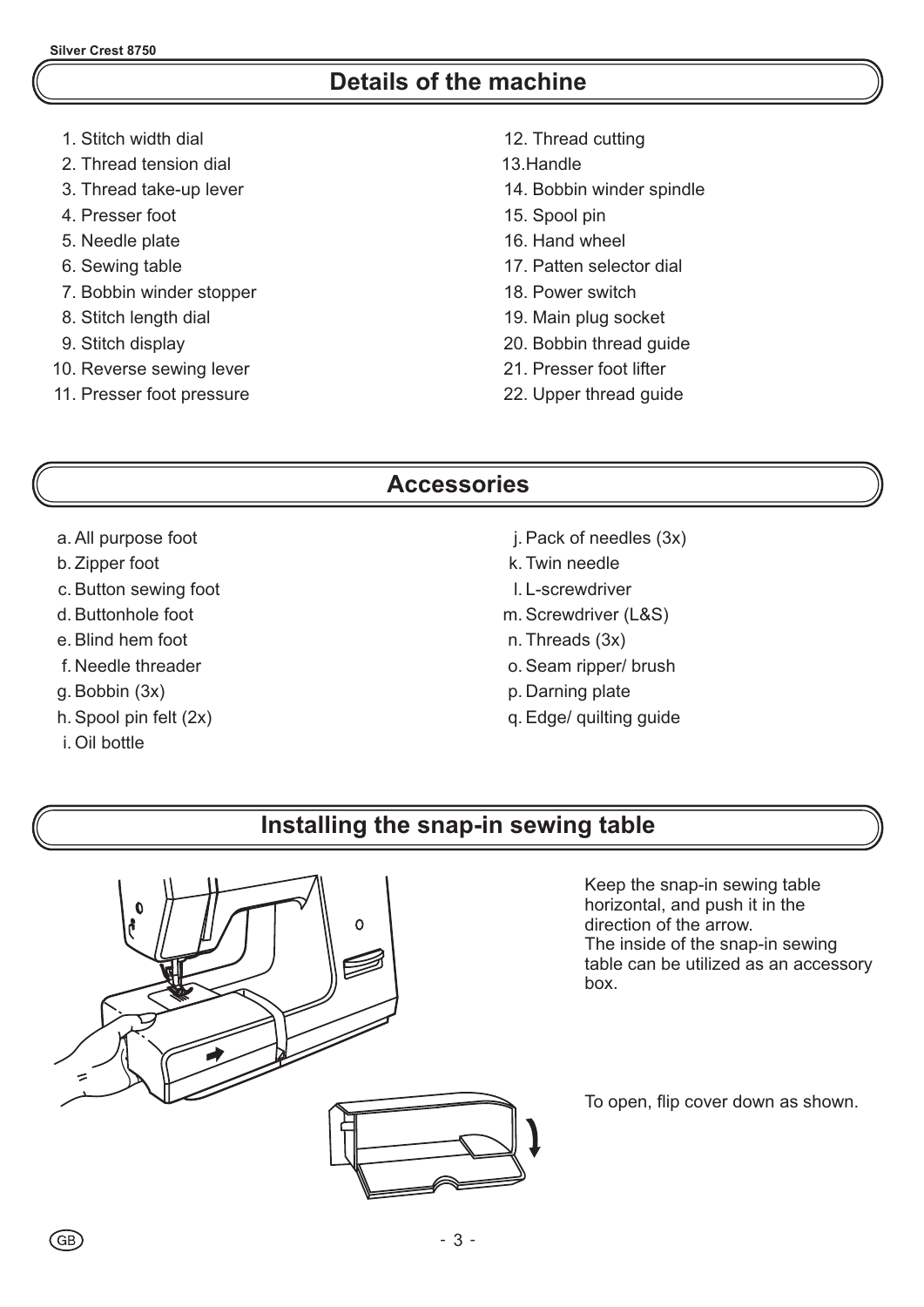## Details of the machine

1. Stitch width dial
2. Thread tension dial
3. Thread take-up lever
4. Presser foot
5. Needle plate
6. Sewing table
7. Bobbin winder stopper
8. Stitch length dial
9. Stitch display
10. Reverse sewing lever
11. Presser foot pressure
12. Thread cutting
13. Handle
14. Bobbin winder spindle
15. Spool pin
16. Hand wheel
17. Patten selector dial
18. Power switch
19. Main plug socket
20. Bobbin thread guide
21. Presser foot lifter
22. Upper thread guide

## Accessories

a. All purpose foot
b. Zipper foot
c. Button sewing foot
d. Buttonhole foot
e. Blind hem foot
f. Needle threader
g. Bobbin (3x)
h. Spool pin felt (2x)
i. Oil bottle
j. Pack of needles (3x)
k. Twin needle
l. L-screwdriver
m. Screwdriver (L&S)
n. Threads (3x)
o. Seam ripper/ brush
p. Darning plate
q. Edge/ quilting guide

## Installing the snap-in sewing table

Keep the snap-in sewing table horizontal, and push it in the direction of the arrow.
The inside of the snap-in sewing table can be utilized as an accessory box.

To open, flip cover down as shown.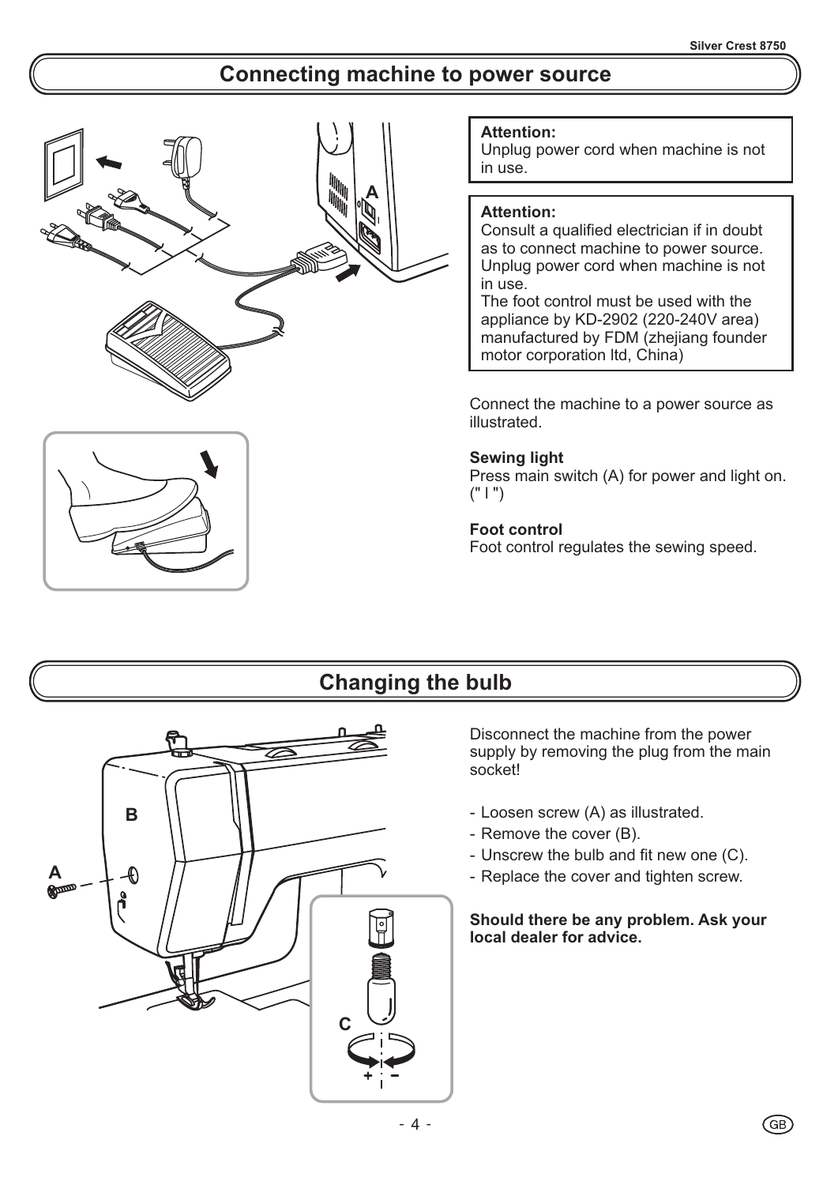## Connecting machine to power source

**Attention:**
Unplug power cord when machine is not in use.

**Attention:**
Consult a qualified electrician if in doubt as to connect machine to power source.
Unplug power cord when machine is not in use.
The foot control must be used with the appliance by KD-2902 (220-240V area) manufactured by FDM (zhejiang founder motor corporation ltd, China)

Connect the machine to a power source as illustrated.

**Sewing light**
Press main switch (A) for power and light on. (" I ")

**Foot control**
Foot control regulates the sewing speed.

## Changing the bulb

Disconnect the machine from the power supply by removing the plug from the main socket!

- Loosen screw (A) as illustrated.
- Remove the cover (B).
- Unscrew the bulb and fit new one (C).
- Replace the cover and tighten screw.

**Should there be any problem. Ask your local dealer for advice.**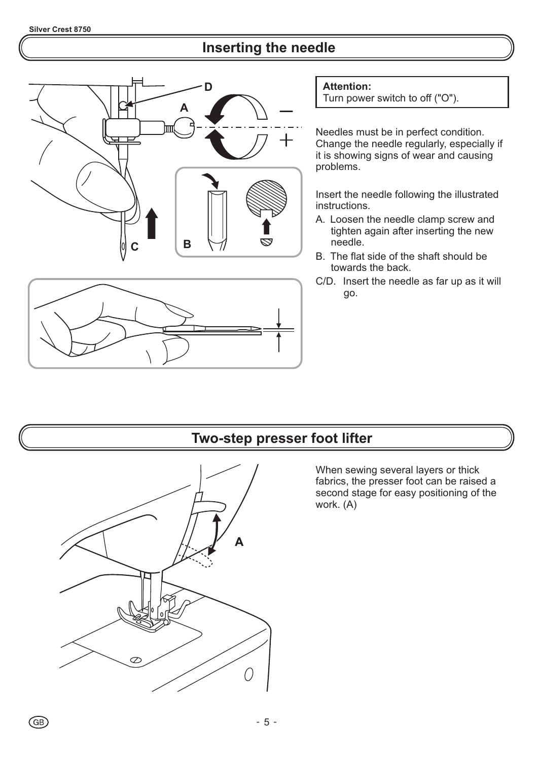# Inserting the needle

**Attention:**
Turn power switch to off ("O").

Needles must be in perfect condition. Change the needle regularly, especially if it is showing signs of wear and causing problems.

Insert the needle following the illustrated instructions.

A. Loosen the needle clamp screw and tighten again after inserting the new needle.

B. The flat side of the shaft should be towards the back.

C/D. Insert the needle as far up as it will go.

# Two-step presser foot lifter

When sewing several layers or thick fabrics, the presser foot can be raised a second stage for easy positioning of the work. (A)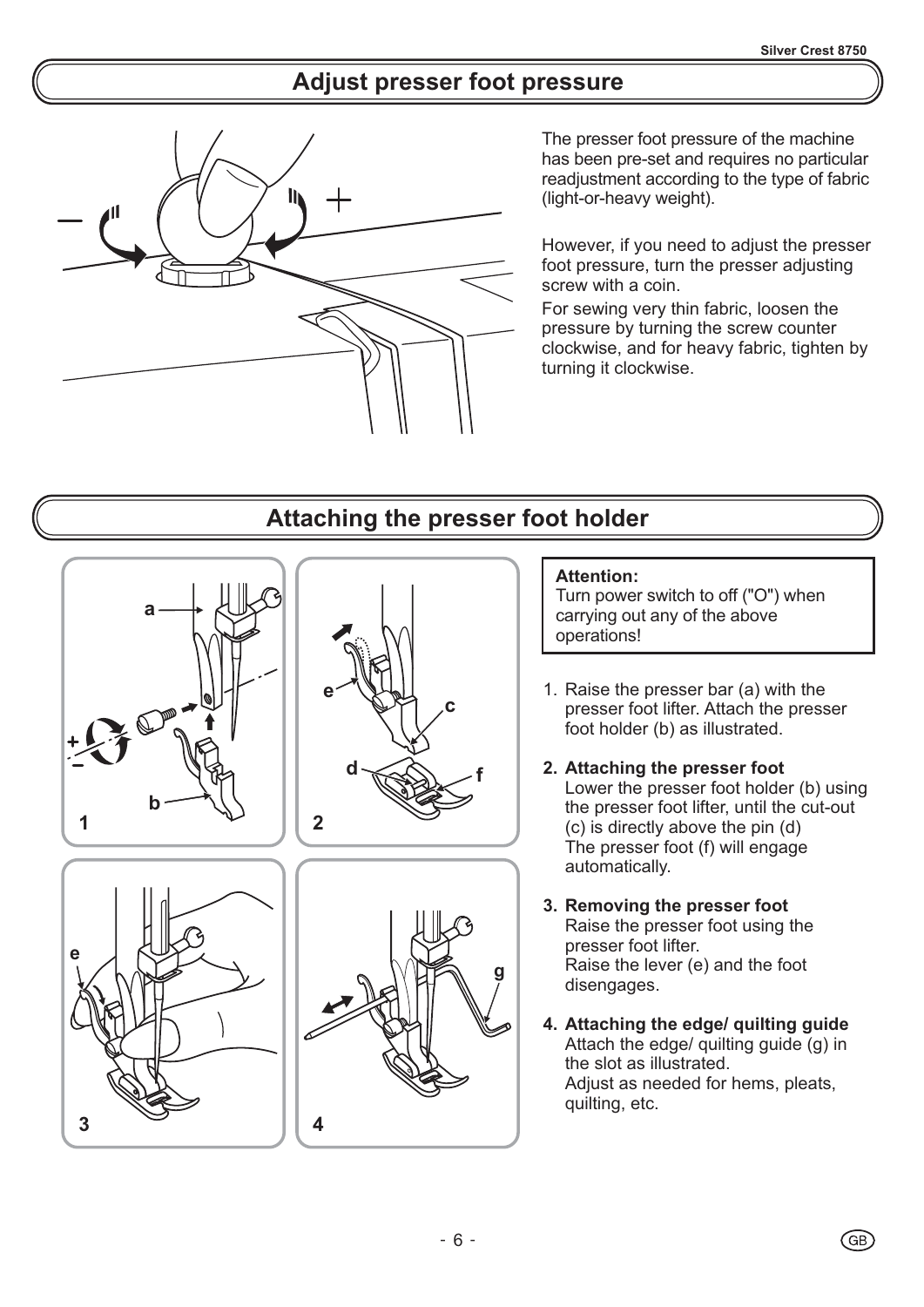## Adjust presser foot pressure

The presser foot pressure of the machine has been pre-set and requires no particular readjustment according to the type of fabric (light-or-heavy weight).

However, if you need to adjust the presser foot pressure, turn the presser adjusting screw with a coin.

For sewing very thin fabric, loosen the pressure by turning the screw counter clockwise, and for heavy fabric, tighten by turning it clockwise.

## Attaching the presser foot holder

**Attention:**
Turn power switch to off ("O") when carrying out any of the above operations!

1. Raise the presser bar (a) with the presser foot lifter. Attach the presser foot holder (b) as illustrated.

2. **Attaching the presser foot**
   Lower the presser foot holder (b) using the presser foot lifter, until the cut-out (c) is directly above the pin (d)
   The presser foot (f) will engage automatically.

3. **Removing the presser foot**
   Raise the presser foot using the presser foot lifter.
   Raise the lever (e) and the foot disengages.

4. **Attaching the edge/ quilting guide**
   Attach the edge/ quilting guide (g) in the slot as illustrated.
   Adjust as needed for hems, pleats, quilting, etc.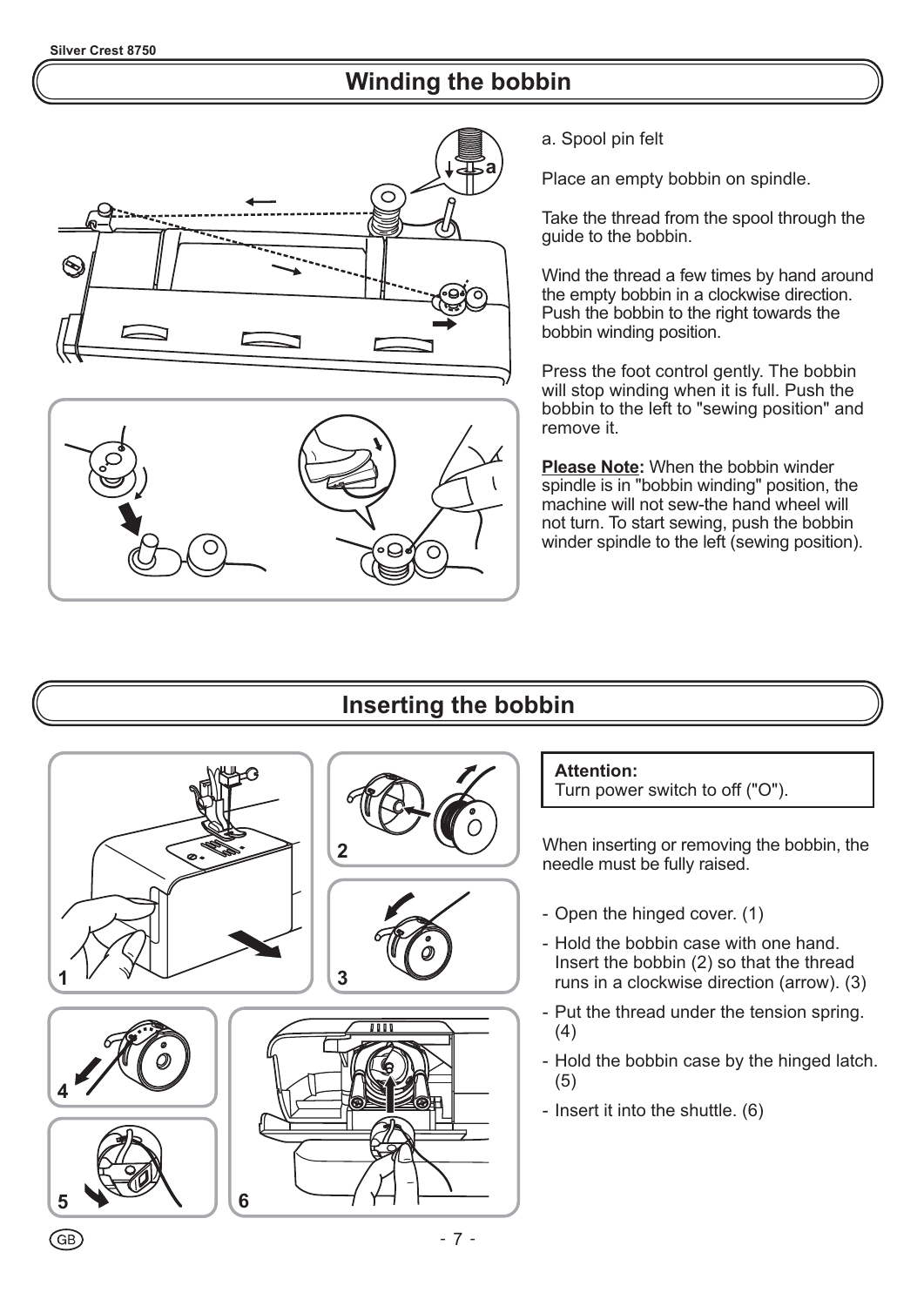# Winding the bobbin

a. Spool pin felt

Place an empty bobbin on spindle.

Take the thread from the spool through the guide to the bobbin.

Wind the thread a few times by hand around the empty bobbin in a clockwise direction. Push the bobbin to the right towards the bobbin winding position.

Press the foot control gently. The bobbin will stop winding when it is full. Push the bobbin to the left to "sewing position" and remove it.

**Please Note:** When the bobbin winder spindle is in "bobbin winding" position, the machine will not sew-the hand wheel will not turn. To start sewing, push the bobbin winder spindle to the left (sewing position).

# Inserting the bobbin

**Attention:**
Turn power switch to off ("O").

When inserting or removing the bobbin, the needle must be fully raised.

- Open the hinged cover. (1)
- Hold the bobbin case with one hand. Insert the bobbin (2) so that the thread runs in a clockwise direction (arrow). (3)
- Put the thread under the tension spring. (4)
- Hold the bobbin case by the hinged latch. (5)
- Insert it into the shuttle. (6)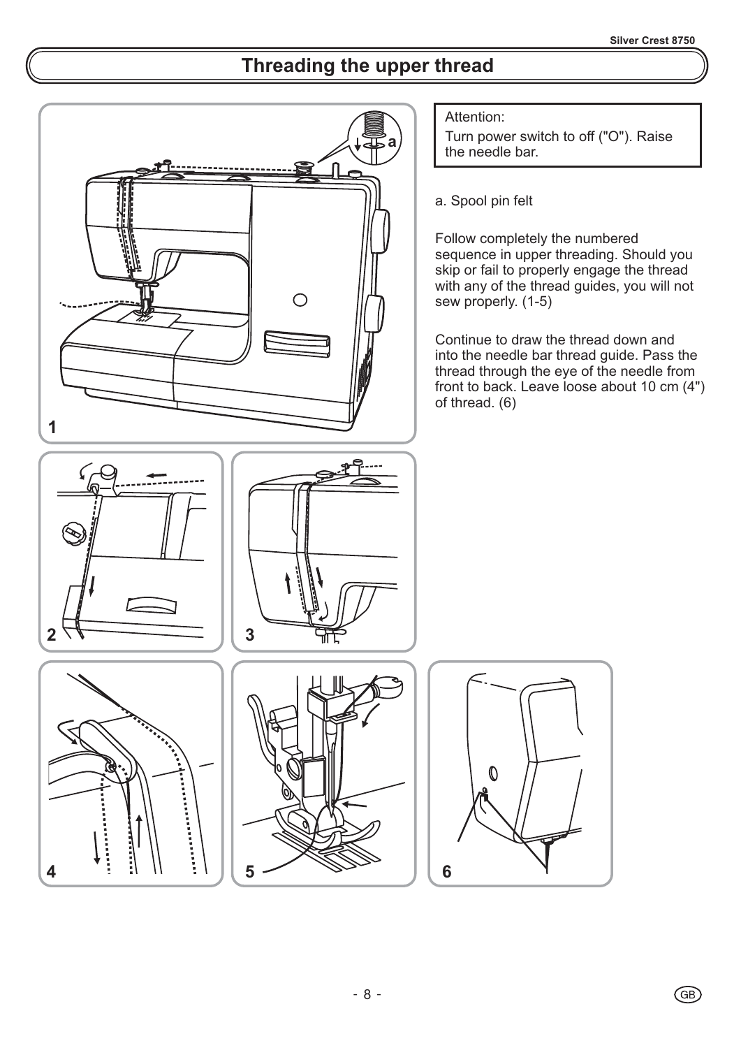# Threading the upper thread

Attention:

Turn power switch to off ("O"). Raise the needle bar.

a. Spool pin felt

Follow completely the numbered sequence in upper threading. Should you skip or fail to properly engage the thread with any of the thread guides, you will not sew properly. (1-5)

Continue to draw the thread down and into the needle bar thread guide. Pass the thread through the eye of the needle from front to back. Leave loose about 10 cm (4") of thread. (6)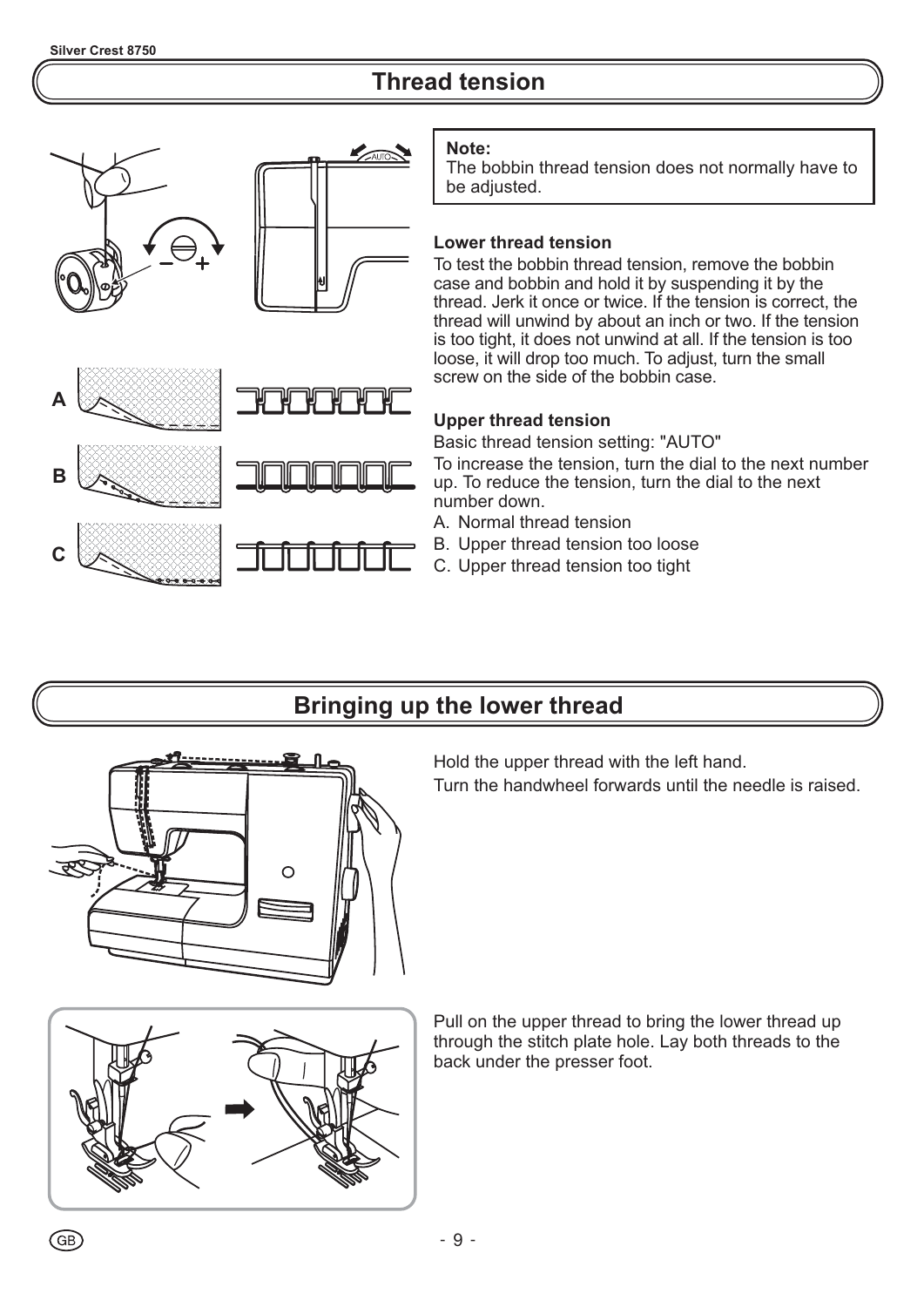# Thread tension

**Note:**
The bobbin thread tension does not normally have to be adjusted.

**Lower thread tension**

To test the bobbin thread tension, remove the bobbin case and bobbin and hold it by suspending it by the thread. Jerk it once or twice. If the tension is correct, the thread will unwind by about an inch or two. If the tension is too tight, it does not unwind at all. If the tension is too loose, it will drop too much. To adjust, turn the small screw on the side of the bobbin case.

**Upper thread tension**

Basic thread tension setting: "AUTO"

To increase the tension, turn the dial to the next number up. To reduce the tension, turn the dial to the next number down.

A. Normal thread tension
B. Upper thread tension too loose
C. Upper thread tension too tight

# Bringing up the lower thread

Hold the upper thread with the left hand.

Turn the handwheel forwards until the needle is raised.

Pull on the upper thread to bring the lower thread up through the stitch plate hole. Lay both threads to the back under the presser foot.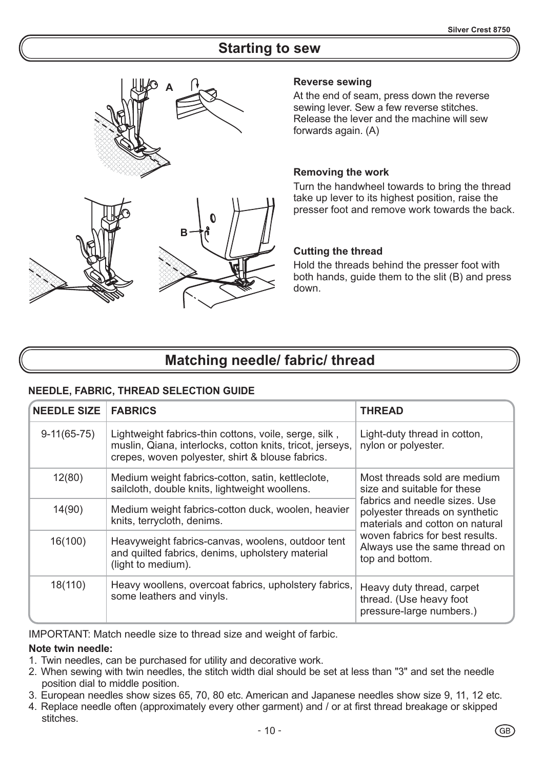## Starting to sew

### Reverse sewing

At the end of seam, press down the reverse sewing lever. Sew a few reverse stitches. Release the lever and the machine will sew forwards again. (A)

### Removing the work

Turn the handwheel towards to bring the thread take up lever to its highest position, raise the presser foot and remove work towards the back.

### Cutting the thread

Hold the threads behind the presser foot with both hands, guide them to the slit (B) and press down.

## Matching needle/ fabric/ thread

**NEEDLE, FABRIC, THREAD SELECTION GUIDE**

| NEEDLE SIZE | FABRICS | THREAD |
|---|---|---|
| 9-11(65-75) | Lightweight fabrics-thin cottons, voile, serge, silk , muslin, Qiana, interlocks, cotton knits, tricot, jerseys, crepes, woven polyester, shirt & blouse fabrics. | Light-duty thread in cotton, nylon or polyester. |
| 12(80) | Medium weight fabrics-cotton, satin, kettleclote, sailcloth, double knits, lightweight woollens. | Most threads sold are medium size and suitable for these fabrics and needle sizes. Use polyester threads on synthetic materials and cotton on natural woven fabrics for best results. Always use the same thread on top and bottom. |
| 14(90) | Medium weight fabrics-cotton duck, woolen, heavier knits, terrycloth, denims. | |
| 16(100) | Heavyweight fabrics-canvas, woolens, outdoor tent and quilted fabrics, denims, upholstery material (light to medium). | |
| 18(110) | Heavy woollens, overcoat fabrics, upholstery fabrics, some leathers and vinyls. | Heavy duty thread, carpet thread. (Use heavy foot pressure-large numbers.) |

IMPORTANT: Match needle size to thread size and weight of farbic.

**Note twin needle:**

1. Twin needles, can be purchased for utility and decorative work.
2. When sewing with twin needles, the stitch width dial should be set at less than "3" and set the needle position dial to middle position.
3. European needles show sizes 65, 70, 80 etc. American and Japanese needles show size 9, 11, 12 etc.
4. Replace needle often (approximately every other garment) and / or at first thread breakage or skipped stitches.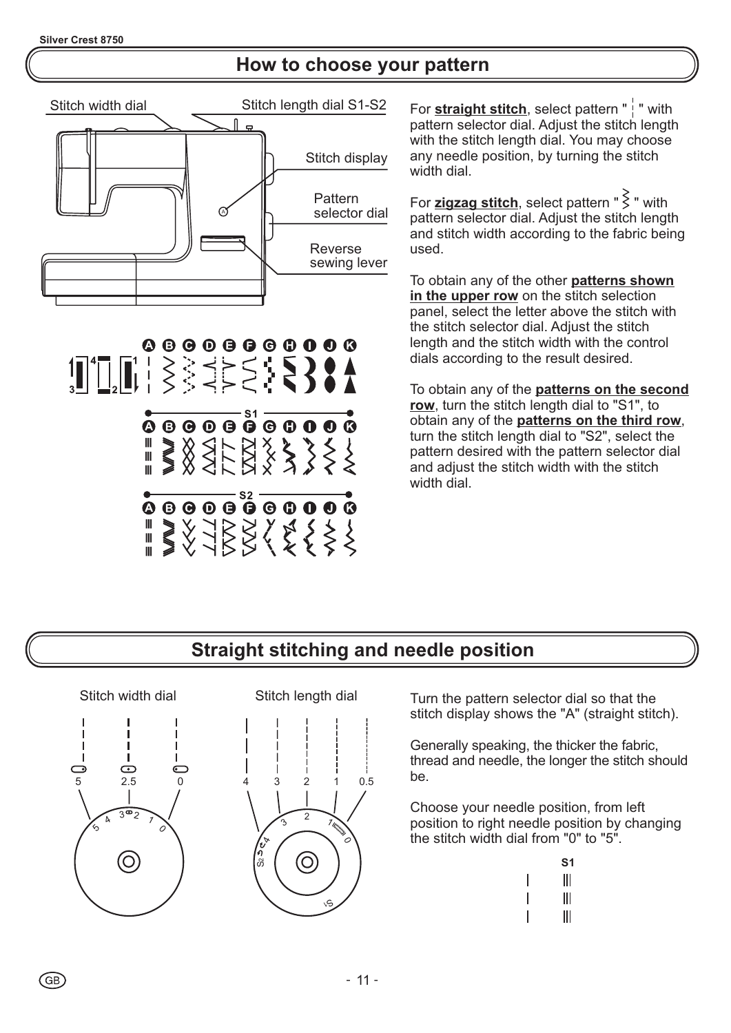## How to choose your pattern

Stitch width dial
Stitch length dial S1-S2
Stitch display
Pattern selector dial
Reverse sewing lever

For **straight stitch**, select pattern "¦" with pattern selector dial. Adjust the stitch length with the stitch length dial. You may choose any needle position, by turning the stitch width dial.

For **zigzag stitch**, select pattern "⦚" with pattern selector dial. Adjust the stitch length and stitch width according to the fabric being used.

To obtain any of the other **patterns shown in the upper row** on the stitch selection panel, select the letter above the stitch with the stitch selector dial. Adjust the stitch length and the stitch width with the control dials according to the result desired.

To obtain any of the **patterns on the second row**, turn the stitch length dial to "S1", to obtain any of the **patterns on the third row**, turn the stitch length dial to "S2", select the pattern desired with the pattern selector dial and adjust the stitch width with the stitch width dial.

## Straight stitching and needle position

Stitch width dial: 5, 2.5, 0

Stitch length dial: 4, 3, 2, 1, 0.5

Turn the pattern selector dial so that the stitch display shows the "A" (straight stitch).

Generally speaking, the thicker the fabric, thread and needle, the longer the stitch should be.

Choose your needle position, from left position to right needle position by changing the stitch width dial from "0" to "5".

S1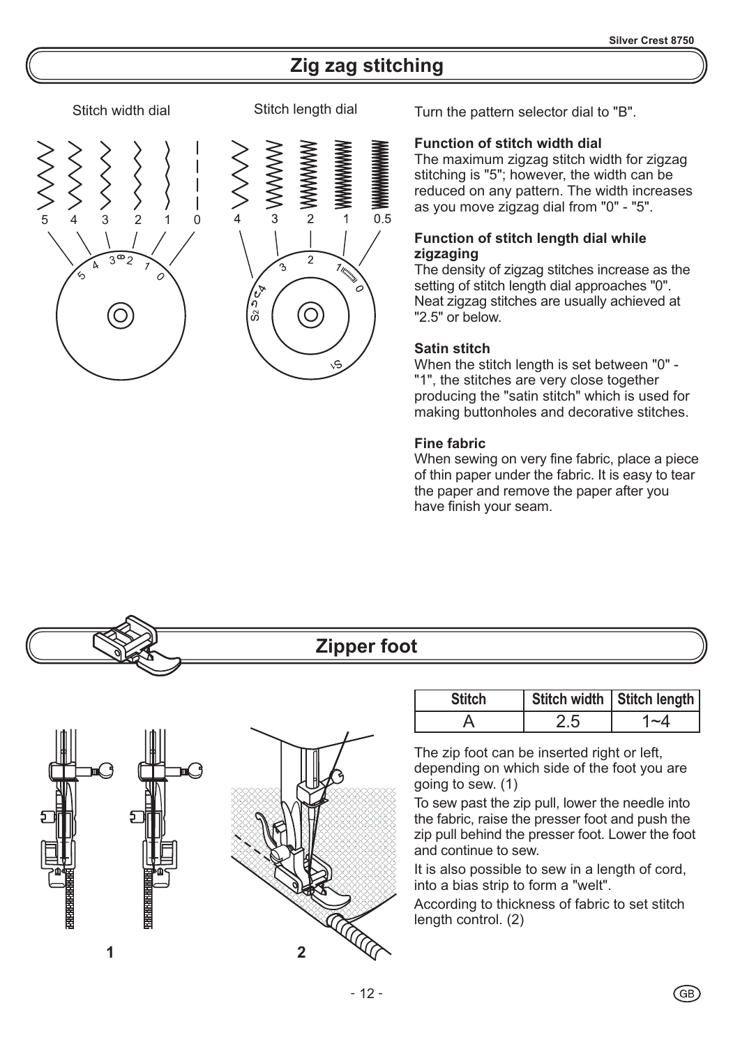## Zig zag stitching

Stitch width dial

Stitch length dial

Turn the pattern selector dial to "B".

**Function of stitch width dial**

The maximum zigzag stitch width for zigzag stitching is "5"; however, the width can be reduced on any pattern. The width increases as you move zigzag dial from "0" - "5".

**Function of stitch length dial while zigzaging**

The density of zigzag stitches increase as the setting of stitch length dial approaches "0". Neat zigzag stitches are usually achieved at "2.5" or below.

**Satin stitch**

When the stitch length is set between "0" - "1", the stitches are very close together producing the "satin stitch" which is used for making buttonholes and decorative stitches.

**Fine fabric**

When sewing on very fine fabric, place a piece of thin paper under the fabric. It is easy to tear the paper and remove the paper after you have finish your seam.

## Zipper foot

| Stitch | Stitch width | Stitch length |
| --- | --- | --- |
| A | 2.5 | 1~4 |

The zip foot can be inserted right or left, depending on which side of the foot you are going to sew. (1)

To sew past the zip pull, lower the needle into the fabric, raise the presser foot and push the zip pull behind the presser foot. Lower the foot and continue to sew.

It is also possible to sew in a length of cord, into a bias strip to form a "welt".

According to thickness of fabric to set stitch length control. (2)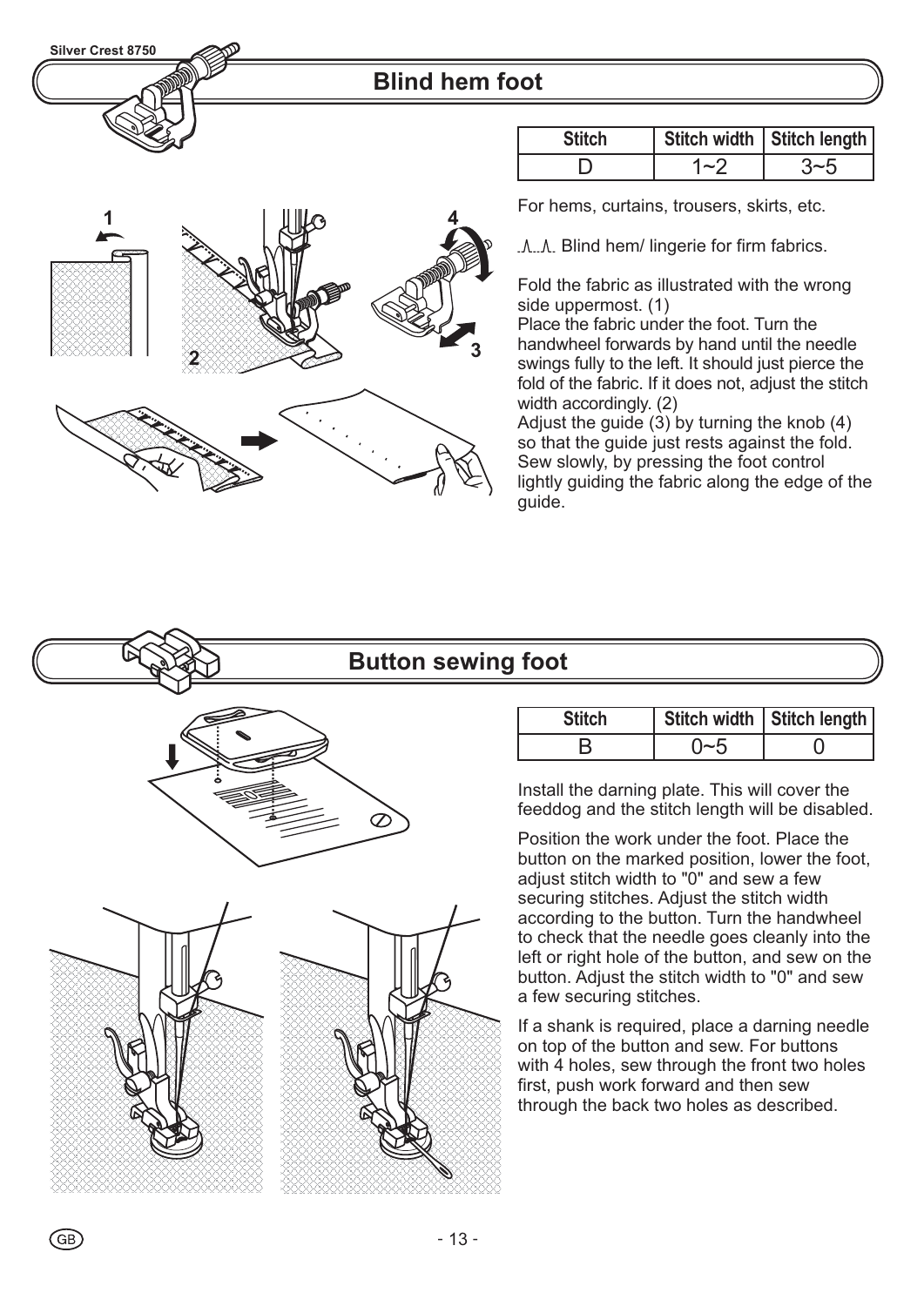## Blind hem foot

| Stitch | Stitch width | Stitch length |
|---|---|---|
| D | 1~2 | 3~5 |

For hems, curtains, trousers, skirts, etc.

Blind hem/ lingerie for firm fabrics.

Fold the fabric as illustrated with the wrong side uppermost. (1)
Place the fabric under the foot. Turn the handwheel forwards by hand until the needle swings fully to the left. It should just pierce the fold of the fabric. If it does not, adjust the stitch width accordingly. (2)
Adjust the guide (3) by turning the knob (4) so that the guide just rests against the fold.
Sew slowly, by pressing the foot control lightly guiding the fabric along the edge of the guide.

## Button sewing foot

| Stitch | Stitch width | Stitch length |
|---|---|---|
| B | 0~5 | 0 |

Install the darning plate. This will cover the feeddog and the stitch length will be disabled.

Position the work under the foot. Place the button on the marked position, lower the foot, adjust stitch width to "0" and sew a few securing stitches. Adjust the stitch width according to the button. Turn the handwheel to check that the needle goes cleanly into the left or right hole of the button, and sew on the button. Adjust the stitch width to "0" and sew a few securing stitches.

If a shank is required, place a darning needle on top of the button and sew. For buttons with 4 holes, sew through the front two holes first, push work forward and then sew through the back two holes as described.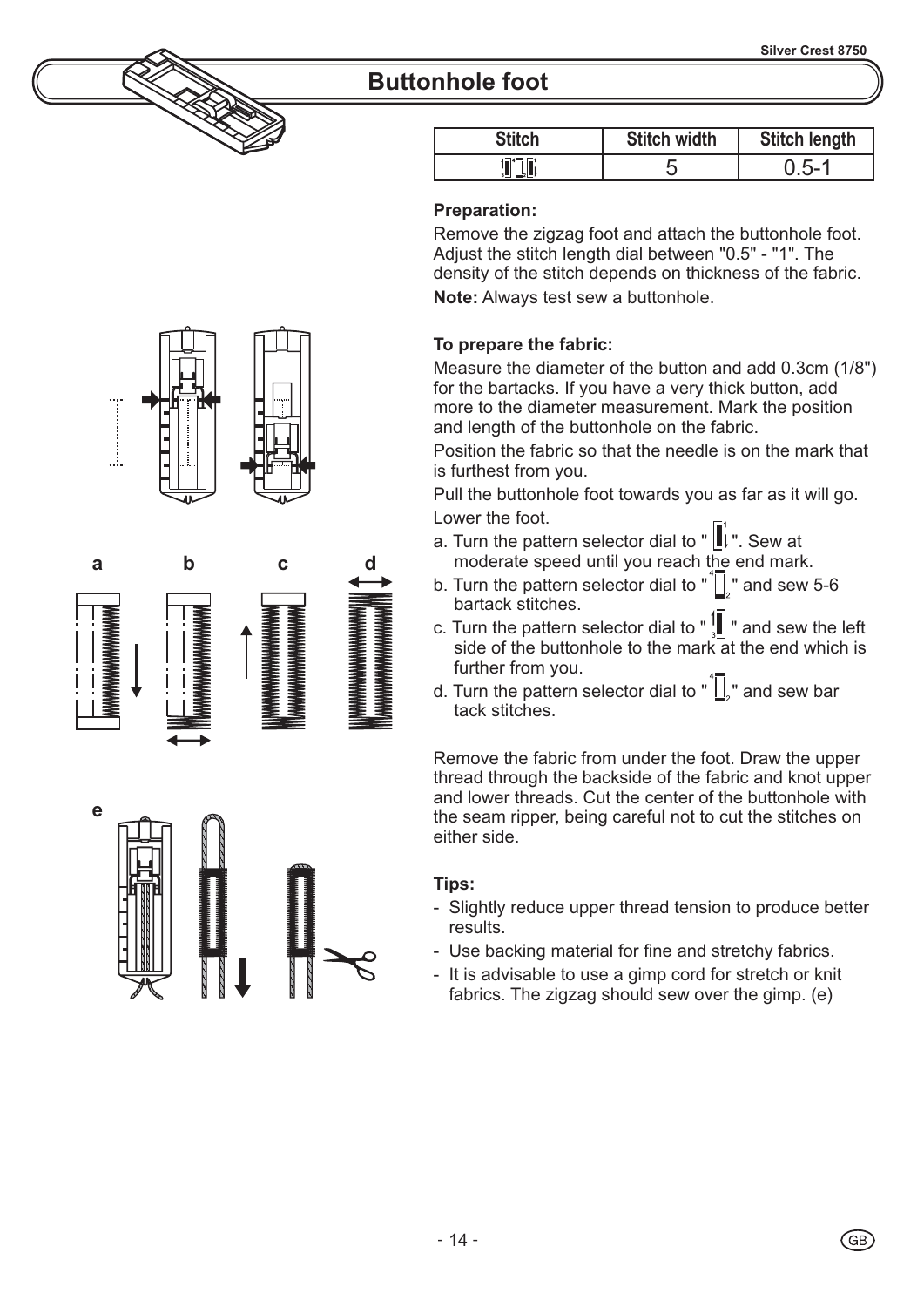# Buttonhole foot

| Stitch | Stitch width | Stitch length |
|---|---|---|
| | 5 | 0.5-1 |

**Preparation:**

Remove the zigzag foot and attach the buttonhole foot. Adjust the stitch length dial between "0.5" - "1". The density of the stitch depends on thickness of the fabric.

**Note:** Always test sew a buttonhole.

**To prepare the fabric:**

Measure the diameter of the button and add 0.3cm (1/8") for the bartacks. If you have a very thick button, add more to the diameter measurement. Mark the position and length of the buttonhole on the fabric.

Position the fabric so that the needle is on the mark that is furthest from you.

Pull the buttonhole foot towards you as far as it will go.

Lower the foot.

a. Turn the pattern selector dial to " ". Sew at moderate speed until you reach the end mark.
b. Turn the pattern selector dial to " " and sew 5-6 bartack stitches.
c. Turn the pattern selector dial to " " and sew the left side of the buttonhole to the mark at the end which is further from you.
d. Turn the pattern selector dial to " " and sew bar tack stitches.

Remove the fabric from under the foot. Draw the upper thread through the backside of the fabric and knot upper and lower threads. Cut the center of the buttonhole with the seam ripper, being careful not to cut the stitches on either side.

**Tips:**

- Slightly reduce upper thread tension to produce better results.
- Use backing material for fine and stretchy fabrics.
- It is advisable to use a gimp cord for stretch or knit fabrics. The zigzag should sew over the gimp. (e)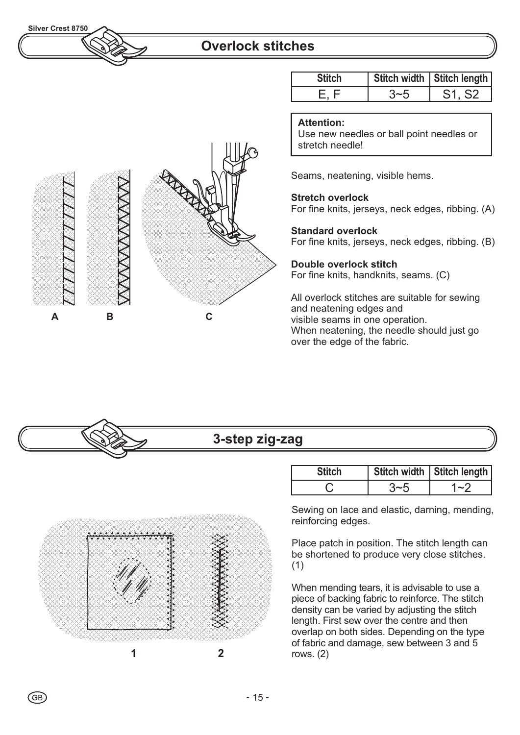## Overlock stitches

| Stitch | Stitch width | Stitch length |
|---|---|---|
| E, F | 3~5 | S1, S2 |

**Attention:**
Use new needles or ball point needles or stretch needle!

A B C

Seams, neatening, visible hems.

**Stretch overlock**
For fine knits, jerseys, neck edges, ribbing. (A)

**Standard overlock**
For fine knits, jerseys, neck edges, ribbing. (B)

**Double overlock stitch**
For fine knits, handknits, seams. (C)

All overlock stitches are suitable for sewing and neatening edges and visible seams in one operation.
When neatening, the needle should just go over the edge of the fabric.

## 3-step zig-zag

| Stitch | Stitch width | Stitch length |
|---|---|---|
| C | 3~5 | 1~2 |

1 2

Sewing on lace and elastic, darning, mending, reinforcing edges.

Place patch in position. The stitch length can be shortened to produce very close stitches. (1)

When mending tears, it is advisable to use a piece of backing fabric to reinforce. The stitch density can be varied by adjusting the stitch length. First sew over the centre and then overlap on both sides. Depending on the type of fabric and damage, sew between 3 and 5 rows. (2)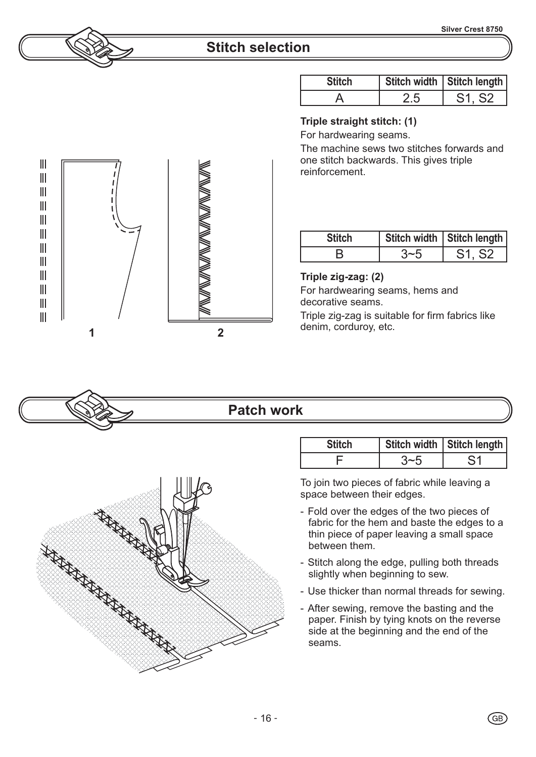## Stitch selection

| Stitch | Stitch width | Stitch length |
|---|---|---|
| A | 2.5 | S1, S2 |

**Triple straight stitch: (1)**

For hardwearing seams.

The machine sews two stitches forwards and one stitch backwards. This gives triple reinforcement.

| Stitch | Stitch width | Stitch length |
|---|---|---|
| B | 3~5 | S1, S2 |

**Triple zig-zag: (2)**

For hardwearing seams, hems and decorative seams.

Triple zig-zag is suitable for firm fabrics like denim, corduroy, etc.

1 2

## Patch work

| Stitch | Stitch width | Stitch length |
|---|---|---|
| F | 3~5 | S1 |

To join two pieces of fabric while leaving a space between their edges.

- Fold over the edges of the two pieces of fabric for the hem and baste the edges to a thin piece of paper leaving a small space between them.
- Stitch along the edge, pulling both threads slightly when beginning to sew.
- Use thicker than normal threads for sewing.
- After sewing, remove the basting and the paper. Finish by tying knots on the reverse side at the beginning and the end of the seams.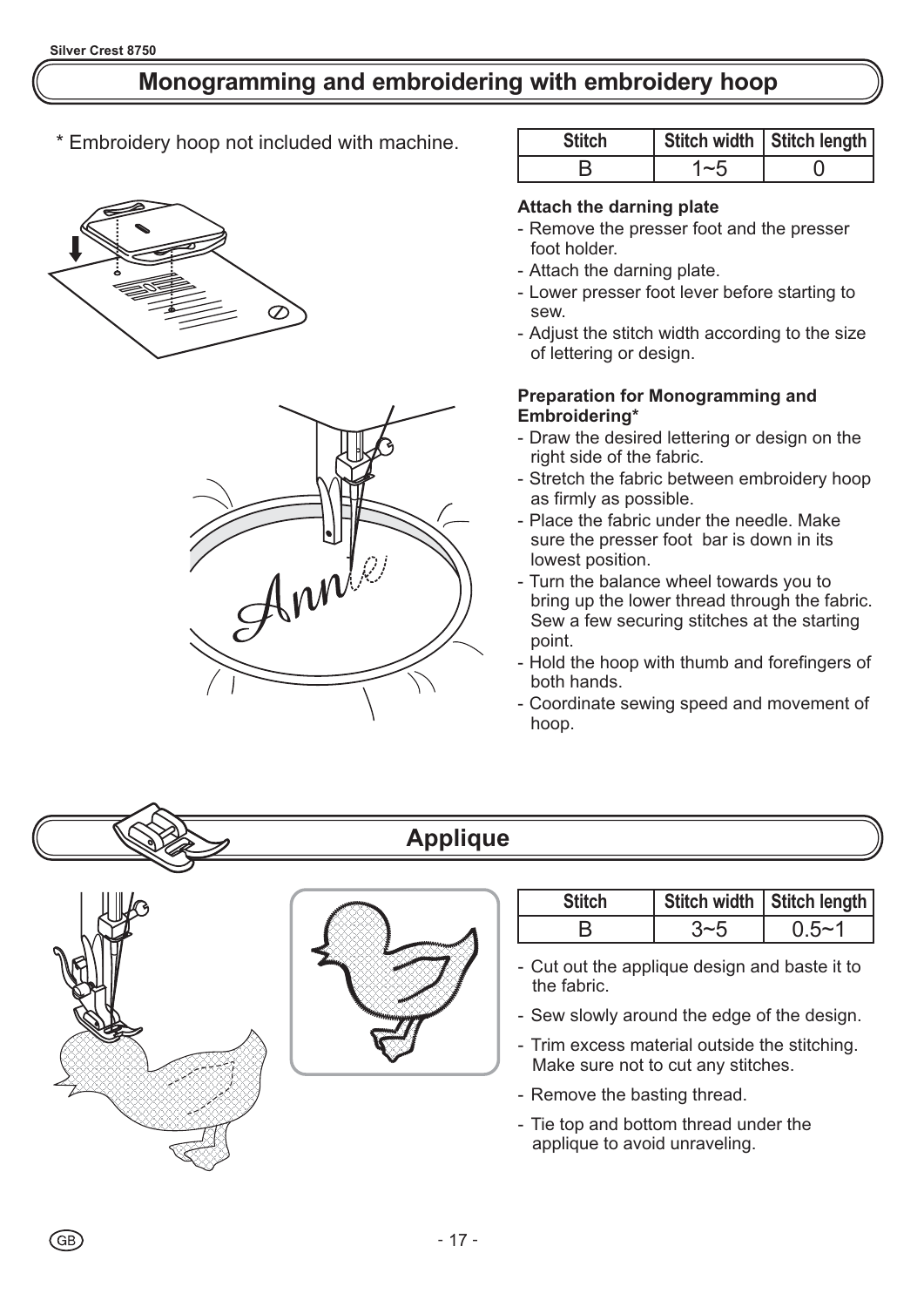# Monogramming and embroidering with embroidery hoop

\* Embroidery hoop not included with machine.

| Stitch | Stitch width | Stitch length |
|---|---|---|
| B | 1~5 | 0 |

**Attach the darning plate**

- Remove the presser foot and the presser foot holder.
- Attach the darning plate.
- Lower presser foot lever before starting to sew.
- Adjust the stitch width according to the size of lettering or design.

**Preparation for Monogramming and Embroidering***

- Draw the desired lettering or design on the right side of the fabric.
- Stretch the fabric between embroidery hoop as firmly as possible.
- Place the fabric under the needle. Make sure the presser foot bar is down in its lowest position.
- Turn the balance wheel towards you to bring up the lower thread through the fabric. Sew a few securing stitches at the starting point.
- Hold the hoop with thumb and forefingers of both hands.
- Coordinate sewing speed and movement of hoop.

# Applique

| Stitch | Stitch width | Stitch length |
|---|---|---|
| B | 3~5 | 0.5~1 |

- Cut out the applique design and baste it to the fabric.
- Sew slowly around the edge of the design.
- Trim excess material outside the stitching. Make sure not to cut any stitches.
- Remove the basting thread.
- Tie top and bottom thread under the applique to avoid unraveling.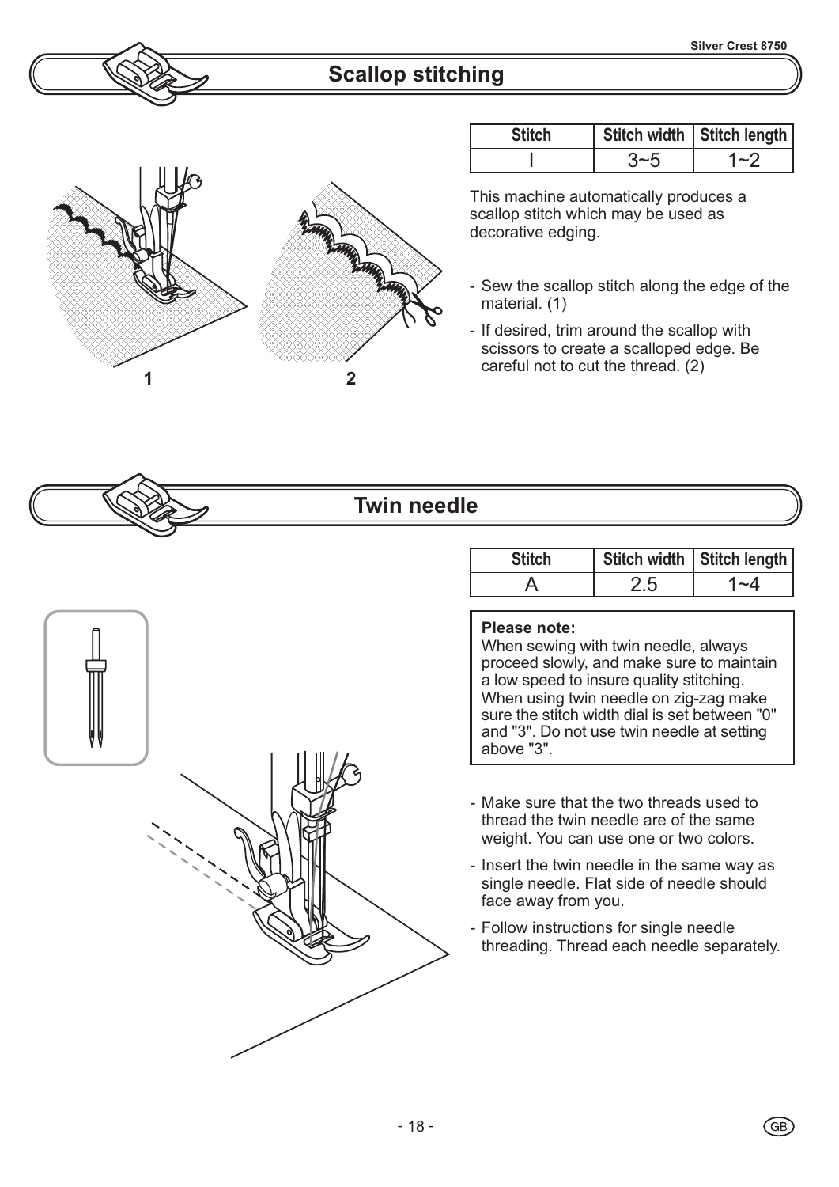## Scallop stitching

| Stitch | Stitch width | Stitch length |
| --- | --- | --- |
| I | 3~5 | 1~2 |

This machine automatically produces a scallop stitch which may be used as decorative edging.

- Sew the scallop stitch along the edge of the material. (1)
- If desired, trim around the scallop with scissors to create a scalloped edge. Be careful not to cut the thread. (2)

## Twin needle

| Stitch | Stitch width | Stitch length |
| --- | --- | --- |
| A | 2.5 | 1~4 |

**Please note:**
When sewing with twin needle, always proceed slowly, and make sure to maintain a low speed to insure quality stitching. When using twin needle on zig-zag make sure the stitch width dial is set between "0" and "3". Do not use twin needle at setting above "3".

- Make sure that the two threads used to thread the twin needle are of the same weight. You can use one or two colors.
- Insert the twin needle in the same way as single needle. Flat side of needle should face away from you.
- Follow instructions for single needle threading. Thread each needle separately.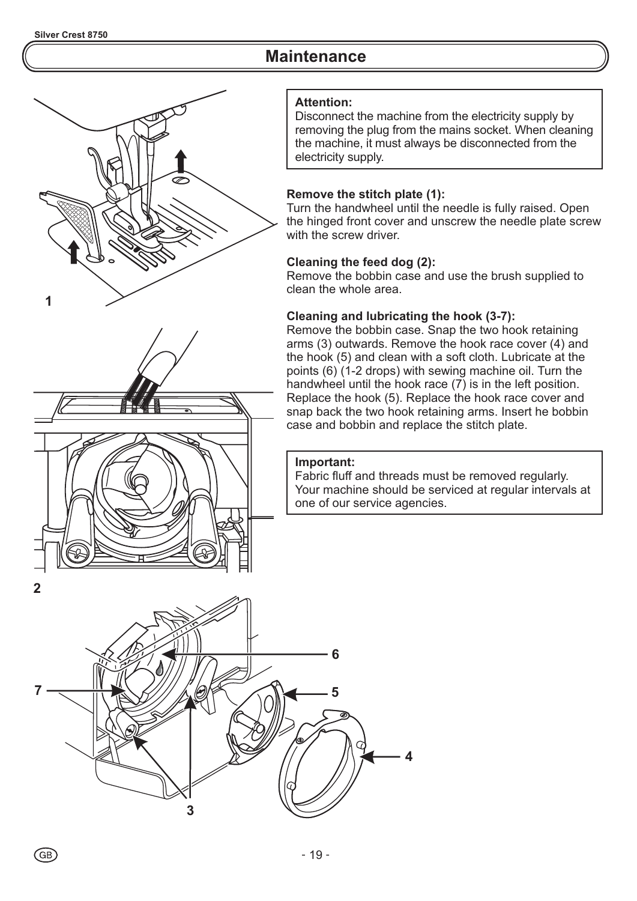# Maintenance

**Attention:**
Disconnect the machine from the electricity supply by removing the plug from the mains socket. When cleaning the machine, it must always be disconnected from the electricity supply.

**Remove the stitch plate (1):**
Turn the handwheel until the needle is fully raised. Open the hinged front cover and unscrew the needle plate screw with the screw driver.

**Cleaning the feed dog (2):**
Remove the bobbin case and use the brush supplied to clean the whole area.

**Cleaning and lubricating the hook (3-7):**
Remove the bobbin case. Snap the two hook retaining arms (3) outwards. Remove the hook race cover (4) and the hook (5) and clean with a soft cloth. Lubricate at the points (6) (1-2 drops) with sewing machine oil. Turn the handwheel until the hook race (7) is in the left position. Replace the hook (5). Replace the hook race cover and snap back the two hook retaining arms. Insert he bobbin case and bobbin and replace the stitch plate.

**Important:**
Fabric fluff and threads must be removed regularly. Your machine should be serviced at regular intervals at one of our service agencies.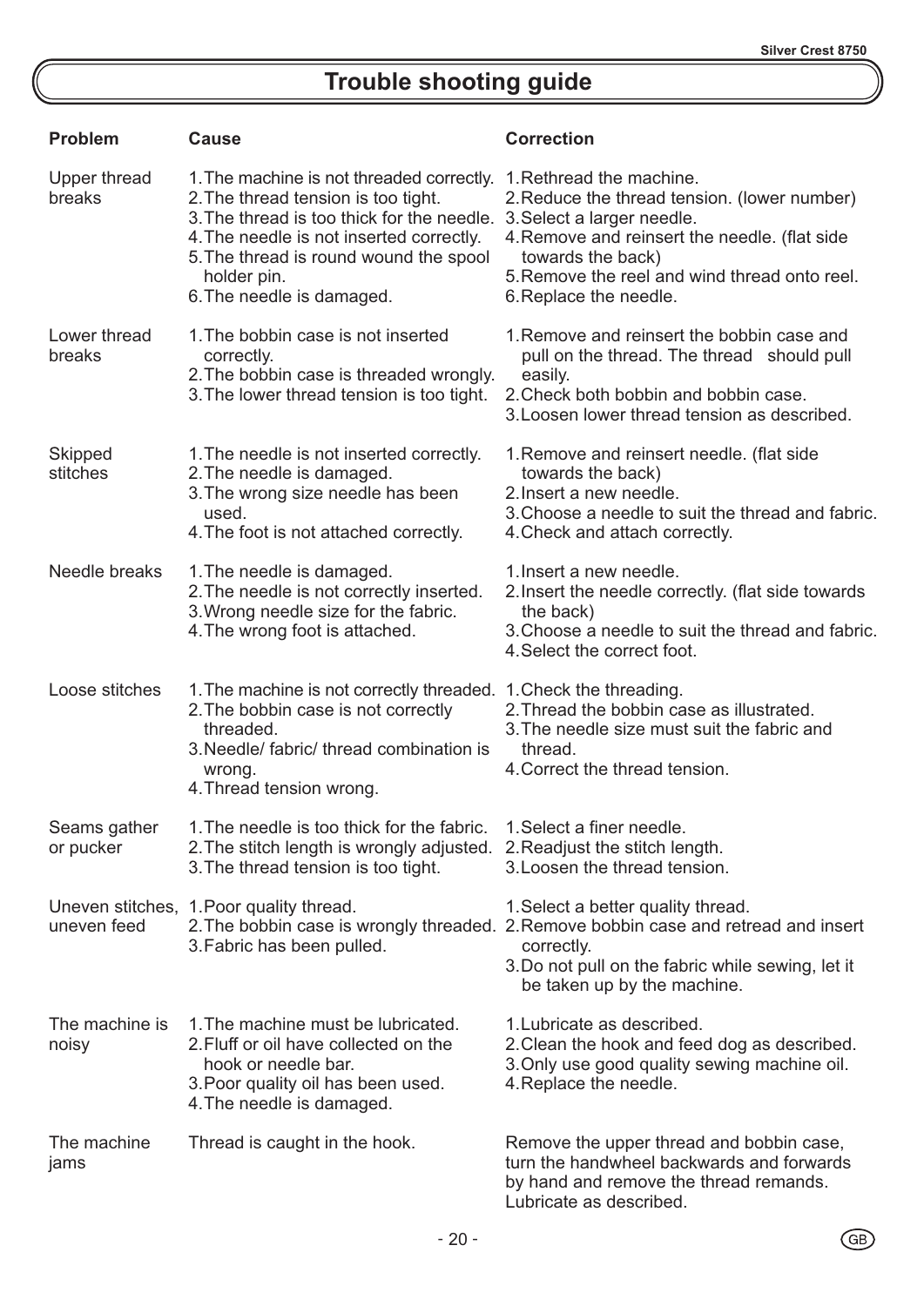# Trouble shooting guide

| Problem | Cause | Correction |
|---|---|---|
| Upper thread breaks | 1.The machine is not threaded correctly.<br>2.The thread tension is too tight.<br>3.The thread is too thick for the needle.<br>4.The needle is not inserted correctly.<br>5.The thread is round wound the spool holder pin.<br>6.The needle is damaged. | 1.Rethread the machine.<br>2.Reduce the thread tension. (lower number)<br>3.Select a larger needle.<br>4.Remove and reinsert the needle. (flat side towards the back)<br>5.Remove the reel and wind thread onto reel.<br>6.Replace the needle. |
| Lower thread breaks | 1.The bobbin case is not inserted correctly.<br>2.The bobbin case is threaded wrongly.<br>3.The lower thread tension is too tight. | 1.Remove and reinsert the bobbin case and pull on the thread. The thread should pull easily.<br>2.Check both bobbin and bobbin case.<br>3.Loosen lower thread tension as described. |
| Skipped stitches | 1.The needle is not inserted correctly.<br>2.The needle is damaged.<br>3.The wrong size needle has been used.<br>4.The foot is not attached correctly. | 1.Remove and reinsert needle. (flat side towards the back)<br>2.Insert a new needle.<br>3.Choose a needle to suit the thread and fabric.<br>4.Check and attach correctly. |
| Needle breaks | 1.The needle is damaged.<br>2.The needle is not correctly inserted.<br>3.Wrong needle size for the fabric.<br>4.The wrong foot is attached. | 1.Insert a new needle.<br>2.Insert the needle correctly. (flat side towards the back)<br>3.Choose a needle to suit the thread and fabric.<br>4.Select the correct foot. |
| Loose stitches | 1.The machine is not correctly threaded.<br>2.The bobbin case is not correctly threaded.<br>3.Needle/ fabric/ thread combination is wrong.<br>4.Thread tension wrong. | 1.Check the threading.<br>2.Thread the bobbin case as illustrated.<br>3.The needle size must suit the fabric and thread.<br>4.Correct the thread tension. |
| Seams gather or pucker | 1.The needle is too thick for the fabric.<br>2.The stitch length is wrongly adjusted.<br>3.The thread tension is too tight. | 1.Select a finer needle.<br>2.Readjust the stitch length.<br>3.Loosen the thread tension. |
| Uneven stitches, uneven feed | 1.Poor quality thread.<br>2.The bobbin case is wrongly threaded.<br>3.Fabric has been pulled. | 1.Select a better quality thread.<br>2.Remove bobbin case and retread and insert correctly.<br>3.Do not pull on the fabric while sewing, let it be taken up by the machine. |
| The machine is noisy | 1.The machine must be lubricated.<br>2.Fluff or oil have collected on the hook or needle bar.<br>3.Poor quality oil has been used.<br>4.The needle is damaged. | 1.Lubricate as described.<br>2.Clean the hook and feed dog as described.<br>3.Only use good quality sewing machine oil.<br>4.Replace the needle. |
| The machine jams | Thread is caught in the hook. | Remove the upper thread and bobbin case, turn the handwheel backwards and forwards by hand and remove the thread remands. Lubricate as described. |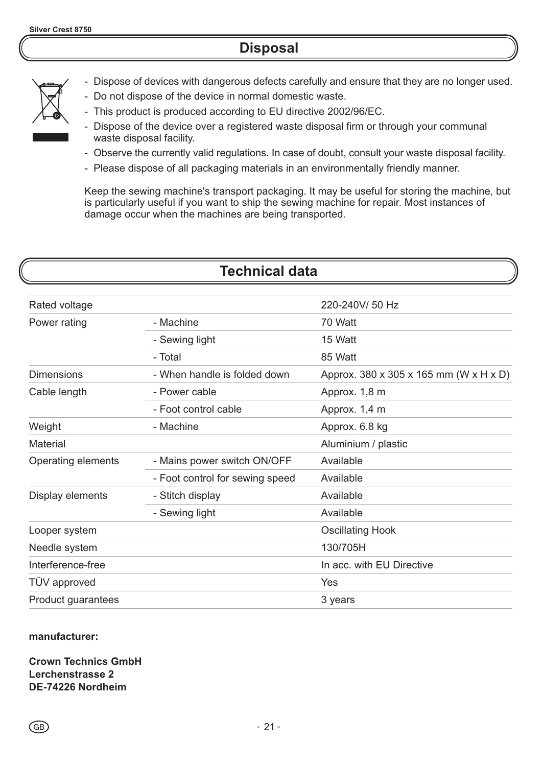## Disposal

- Dispose of devices with dangerous defects carefully and ensure that they are no longer used.
- Do not dispose of the device in normal domestic waste.
- This product is produced according to EU directive 2002/96/EC.
- Dispose of the device over a registered waste disposal firm or through your communal waste disposal facility.
- Observe the currently valid regulations. In case of doubt, consult your waste disposal facility.
- Please dispose of all packaging materials in an environmentally friendly manner.

Keep the sewing machine's transport packaging. It may be useful for storing the machine, but is particularly useful if you want to ship the sewing machine for repair. Most instances of damage occur when the machines are being transported.

## Technical data

| | | |
|---|---|---|
| Rated voltage | | 220-240V/ 50 Hz |
| Power rating | - Machine | 70 Watt |
| | - Sewing light | 15 Watt |
| | - Total | 85 Watt |
| Dimensions | - When handle is folded down | Approx. 380 x 305 x 165 mm (W x H x D) |
| Cable length | - Power cable | Approx. 1,8 m |
| | - Foot control cable | Approx. 1,4 m |
| Weight | - Machine | Approx. 6.8 kg |
| Material | | Aluminium / plastic |
| Operating elements | - Mains power switch ON/OFF | Available |
| | - Foot control for sewing speed | Available |
| Display elements | - Stitch display | Available |
| | - Sewing light | Available |
| Looper system | | Oscillating Hook |
| Needle system | | 130/705H |
| Interference-free | | In acc. with EU Directive |
| TÜV approved | | Yes |
| Product guarantees | | 3 years |

**manufacturer:**

**Crown Technics GmbH**
**Lerchenstrasse 2**
**DE-74226 Nordheim**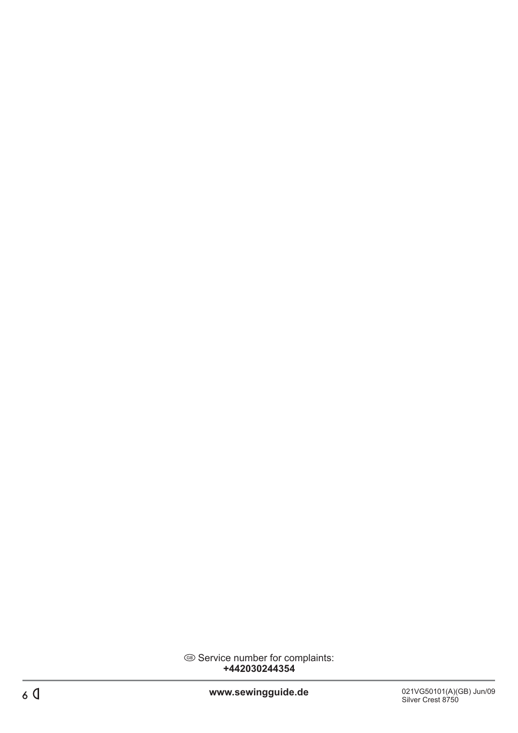GB Service number for complaints:
**+442030244354**

**www.sewingguide.de**

021VG50101(A)(GB) Jun/09
Silver Crest 8750